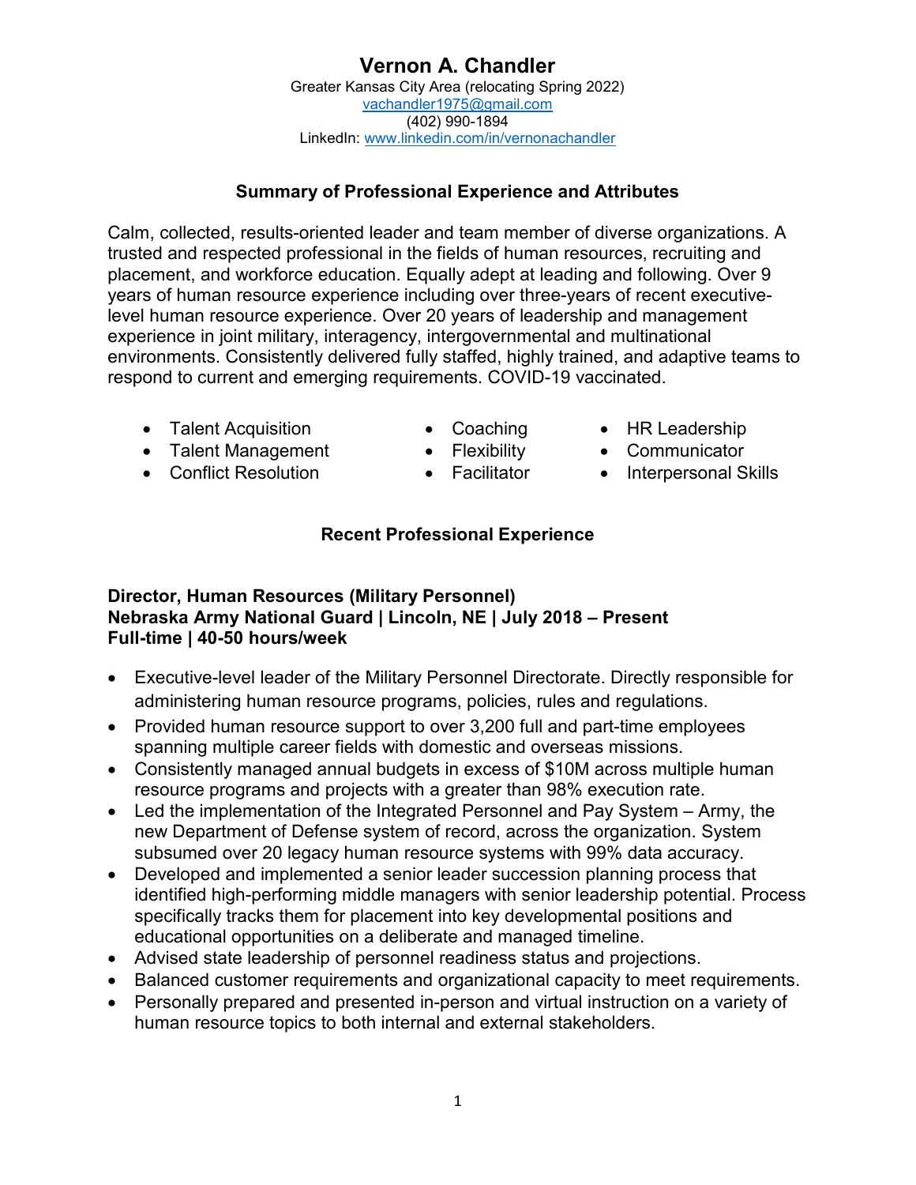# Vernon A. Chandler

Greater Kansas City Area (relocating Spring 2022)
vachandler1975@gmail.com
(402) 990-1894
LinkedIn: www.linkedin.com/in/vernonachandler

## Summary of Professional Experience and Attributes

Calm, collected, results-oriented leader and team member of diverse organizations. A trusted and respected professional in the fields of human resources, recruiting and placement, and workforce education. Equally adept at leading and following. Over 9 years of human resource experience including over three-years of recent executive-level human resource experience. Over 20 years of leadership and management experience in joint military, interagency, intergovernmental and multinational environments. Consistently delivered fully staffed, highly trained, and adaptive teams to respond to current and emerging requirements. COVID-19 vaccinated.

- Talent Acquisition
- Talent Management
- Conflict Resolution
- Coaching
- Flexibility
- Facilitator
- HR Leadership
- Communicator
- Interpersonal Skills

## Recent Professional Experience

**Director, Human Resources (Military Personnel)**
**Nebraska Army National Guard | Lincoln, NE | July 2018 – Present**
**Full-time | 40-50 hours/week**

- Executive-level leader of the Military Personnel Directorate. Directly responsible for administering human resource programs, policies, rules and regulations.
- Provided human resource support to over 3,200 full and part-time employees spanning multiple career fields with domestic and overseas missions.
- Consistently managed annual budgets in excess of $10M across multiple human resource programs and projects with a greater than 98% execution rate.
- Led the implementation of the Integrated Personnel and Pay System – Army, the new Department of Defense system of record, across the organization. System subsumed over 20 legacy human resource systems with 99% data accuracy.
- Developed and implemented a senior leader succession planning process that identified high-performing middle managers with senior leadership potential. Process specifically tracks them for placement into key developmental positions and educational opportunities on a deliberate and managed timeline.
- Advised state leadership of personnel readiness status and projections.
- Balanced customer requirements and organizational capacity to meet requirements.
- Personally prepared and presented in-person and virtual instruction on a variety of human resource topics to both internal and external stakeholders.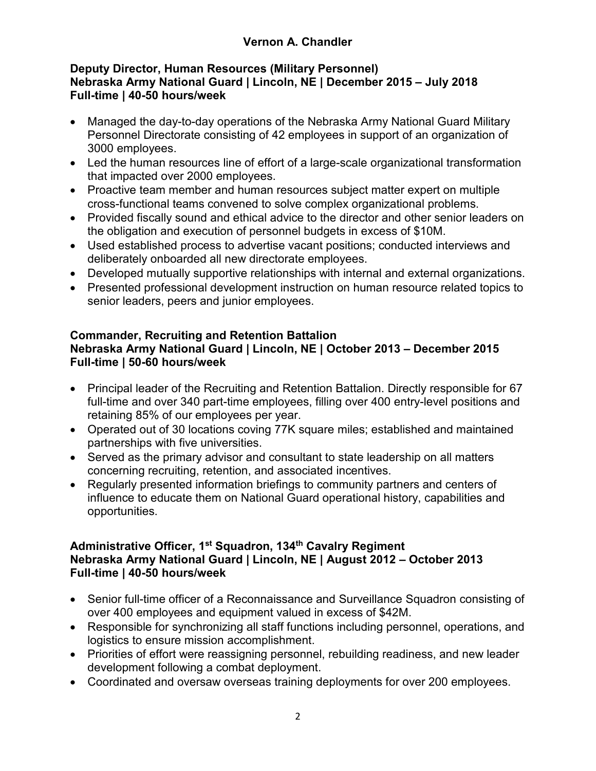**Vernon A. Chandler**

**Deputy Director, Human Resources (Military Personnel)**
**Nebraska Army National Guard | Lincoln, NE | December 2015 – July 2018**
**Full-time | 40-50 hours/week**

- Managed the day-to-day operations of the Nebraska Army National Guard Military Personnel Directorate consisting of 42 employees in support of an organization of 3000 employees.
- Led the human resources line of effort of a large-scale organizational transformation that impacted over 2000 employees.
- Proactive team member and human resources subject matter expert on multiple cross-functional teams convened to solve complex organizational problems.
- Provided fiscally sound and ethical advice to the director and other senior leaders on the obligation and execution of personnel budgets in excess of $10M.
- Used established process to advertise vacant positions; conducted interviews and deliberately onboarded all new directorate employees.
- Developed mutually supportive relationships with internal and external organizations.
- Presented professional development instruction on human resource related topics to senior leaders, peers and junior employees.

**Commander, Recruiting and Retention Battalion**
**Nebraska Army National Guard | Lincoln, NE | October 2013 – December 2015**
**Full-time | 50-60 hours/week**

- Principal leader of the Recruiting and Retention Battalion. Directly responsible for 67 full-time and over 340 part-time employees, filling over 400 entry-level positions and retaining 85% of our employees per year.
- Operated out of 30 locations coving 77K square miles; established and maintained partnerships with five universities.
- Served as the primary advisor and consultant to state leadership on all matters concerning recruiting, retention, and associated incentives.
- Regularly presented information briefings to community partners and centers of influence to educate them on National Guard operational history, capabilities and opportunities.

**Administrative Officer, 1st Squadron, 134th Cavalry Regiment**
**Nebraska Army National Guard | Lincoln, NE | August 2012 – October 2013**
**Full-time | 40-50 hours/week**

- Senior full-time officer of a Reconnaissance and Surveillance Squadron consisting of over 400 employees and equipment valued in excess of $42M.
- Responsible for synchronizing all staff functions including personnel, operations, and logistics to ensure mission accomplishment.
- Priorities of effort were reassigning personnel, rebuilding readiness, and new leader development following a combat deployment.
- Coordinated and oversaw overseas training deployments for over 200 employees.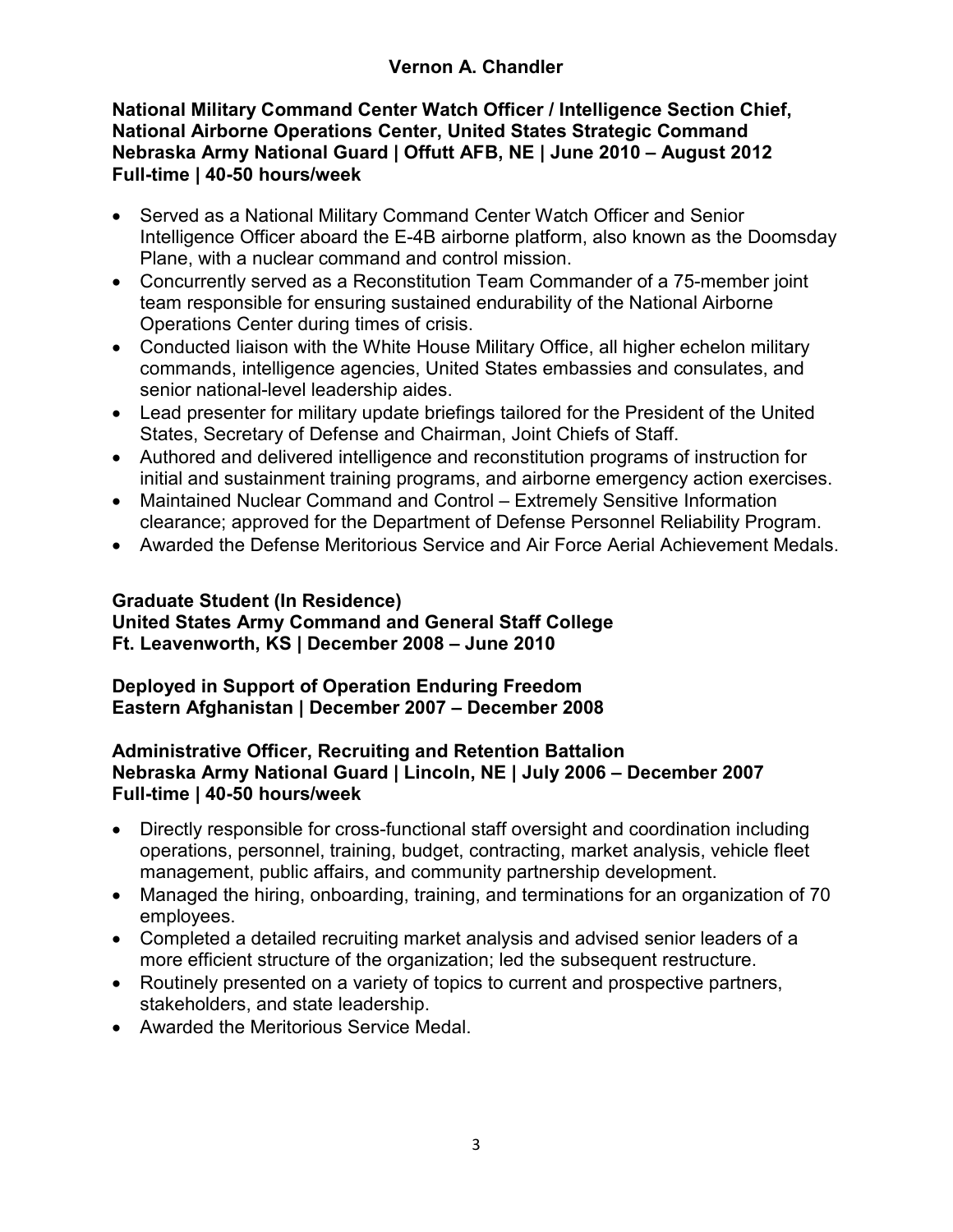**National Military Command Center Watch Officer / Intelligence Section Chief, National Airborne Operations Center, United States Strategic Command**
**Nebraska Army National Guard | Offutt AFB, NE | June 2010 – August 2012**
**Full-time | 40-50 hours/week**

- Served as a National Military Command Center Watch Officer and Senior Intelligence Officer aboard the E-4B airborne platform, also known as the Doomsday Plane, with a nuclear command and control mission.
- Concurrently served as a Reconstitution Team Commander of a 75-member joint team responsible for ensuring sustained endurability of the National Airborne Operations Center during times of crisis.
- Conducted liaison with the White House Military Office, all higher echelon military commands, intelligence agencies, United States embassies and consulates, and senior national-level leadership aides.
- Lead presenter for military update briefings tailored for the President of the United States, Secretary of Defense and Chairman, Joint Chiefs of Staff.
- Authored and delivered intelligence and reconstitution programs of instruction for initial and sustainment training programs, and airborne emergency action exercises.
- Maintained Nuclear Command and Control – Extremely Sensitive Information clearance; approved for the Department of Defense Personnel Reliability Program.
- Awarded the Defense Meritorious Service and Air Force Aerial Achievement Medals.

**Graduate Student (In Residence)**
**United States Army Command and General Staff College**
**Ft. Leavenworth, KS | December 2008 – June 2010**

**Deployed in Support of Operation Enduring Freedom**
**Eastern Afghanistan | December 2007 – December 2008**

**Administrative Officer, Recruiting and Retention Battalion**
**Nebraska Army National Guard | Lincoln, NE | July 2006 – December 2007**
**Full-time | 40-50 hours/week**

- Directly responsible for cross-functional staff oversight and coordination including operations, personnel, training, budget, contracting, market analysis, vehicle fleet management, public affairs, and community partnership development.
- Managed the hiring, onboarding, training, and terminations for an organization of 70 employees.
- Completed a detailed recruiting market analysis and advised senior leaders of a more efficient structure of the organization; led the subsequent restructure.
- Routinely presented on a variety of topics to current and prospective partners, stakeholders, and state leadership.
- Awarded the Meritorious Service Medal.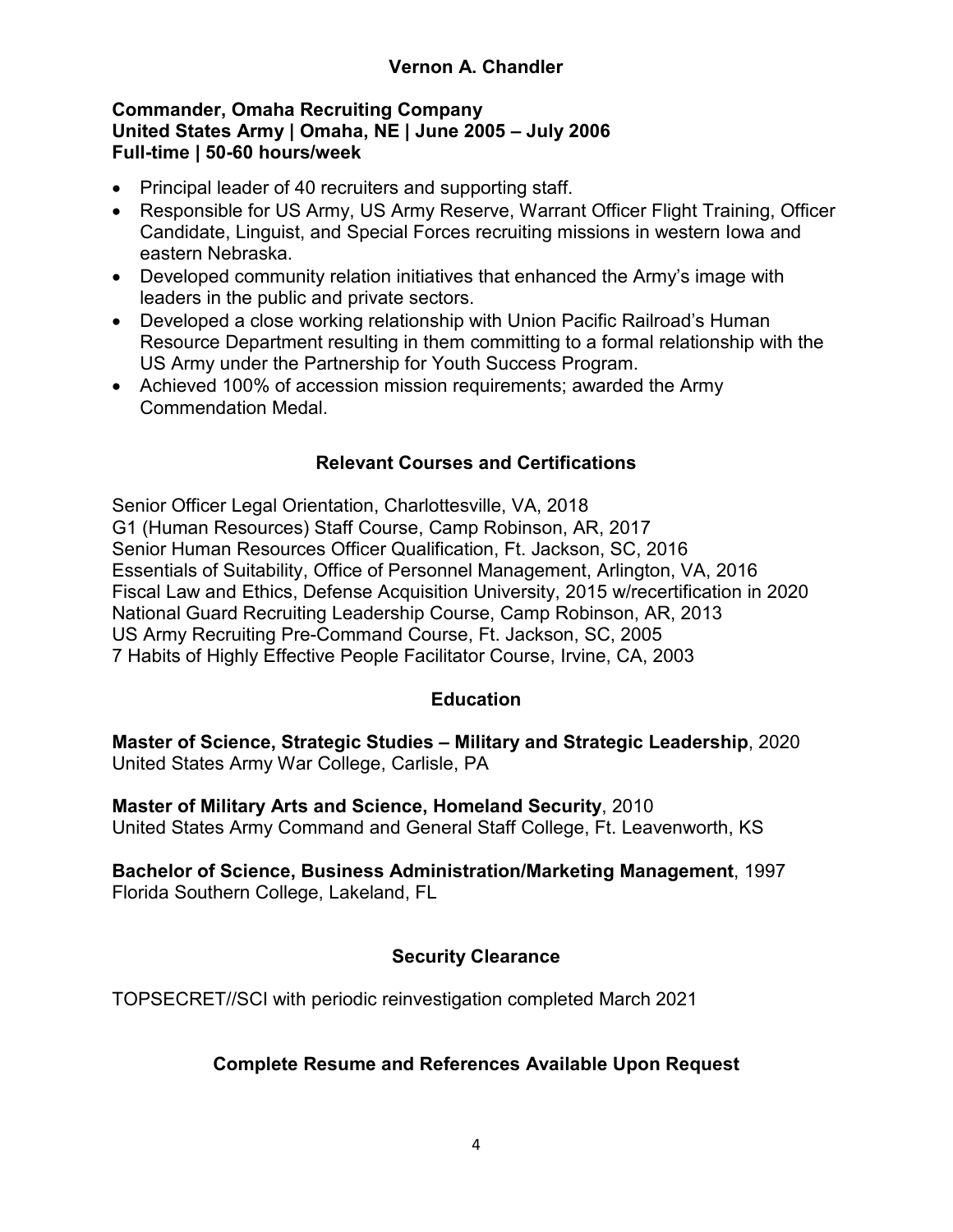**Vernon A. Chandler**

**Commander, Omaha Recruiting Company**
**United States Army | Omaha, NE | June 2005 – July 2006**
**Full-time | 50-60 hours/week**

- Principal leader of 40 recruiters and supporting staff.
- Responsible for US Army, US Army Reserve, Warrant Officer Flight Training, Officer Candidate, Linguist, and Special Forces recruiting missions in western Iowa and eastern Nebraska.
- Developed community relation initiatives that enhanced the Army's image with leaders in the public and private sectors.
- Developed a close working relationship with Union Pacific Railroad's Human Resource Department resulting in them committing to a formal relationship with the US Army under the Partnership for Youth Success Program.
- Achieved 100% of accession mission requirements; awarded the Army Commendation Medal.

## Relevant Courses and Certifications

Senior Officer Legal Orientation, Charlottesville, VA, 2018
G1 (Human Resources) Staff Course, Camp Robinson, AR, 2017
Senior Human Resources Officer Qualification, Ft. Jackson, SC, 2016
Essentials of Suitability, Office of Personnel Management, Arlington, VA, 2016
Fiscal Law and Ethics, Defense Acquisition University, 2015 w/recertification in 2020
National Guard Recruiting Leadership Course, Camp Robinson, AR, 2013
US Army Recruiting Pre-Command Course, Ft. Jackson, SC, 2005
7 Habits of Highly Effective People Facilitator Course, Irvine, CA, 2003

## Education

**Master of Science, Strategic Studies – Military and Strategic Leadership**, 2020
United States Army War College, Carlisle, PA

**Master of Military Arts and Science, Homeland Security**, 2010
United States Army Command and General Staff College, Ft. Leavenworth, KS

**Bachelor of Science, Business Administration/Marketing Management**, 1997
Florida Southern College, Lakeland, FL

## Security Clearance

TOPSECRET//SCI with periodic reinvestigation completed March 2021

## Complete Resume and References Available Upon Request